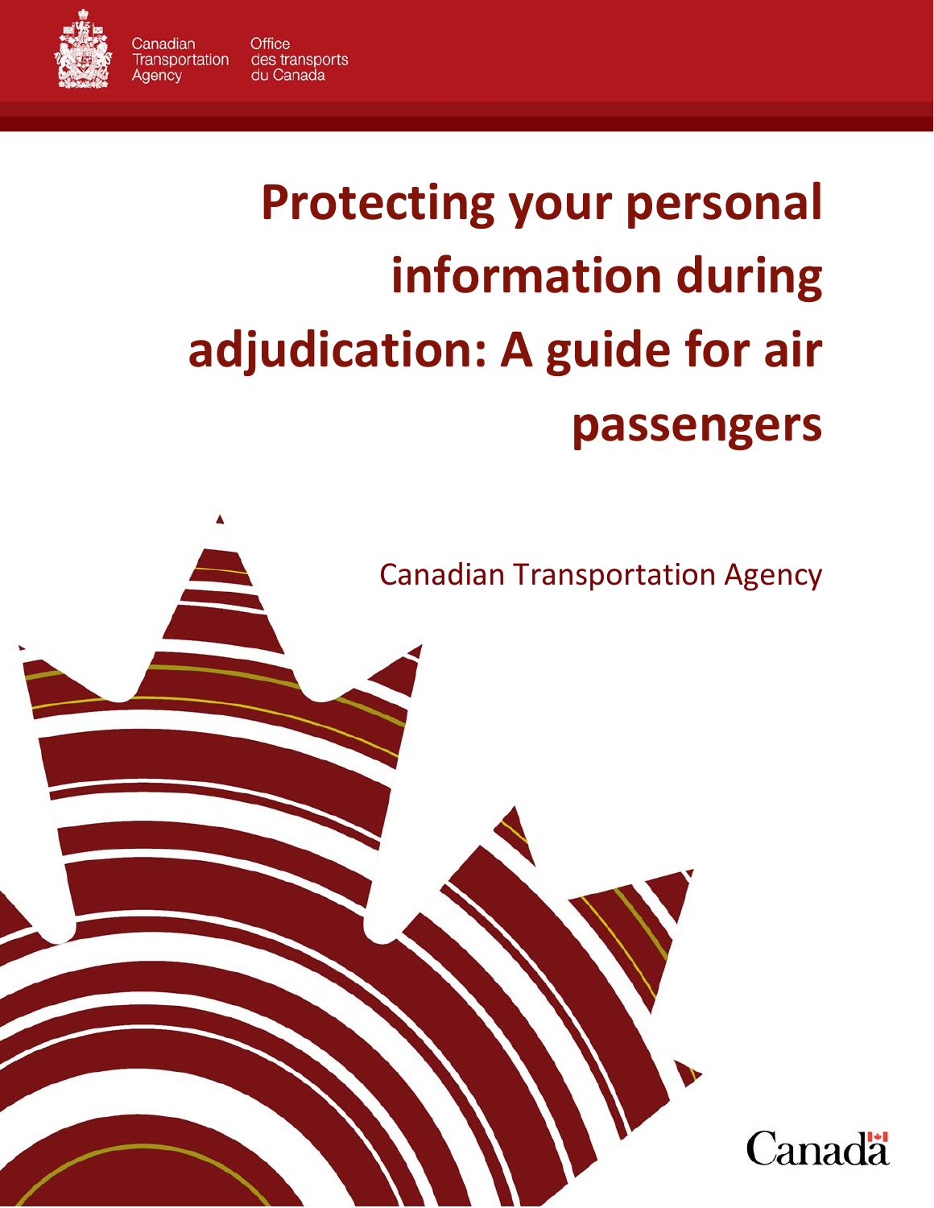Canadian Transportation Agency | Office des transports du Canada

# Protecting your personal information during adjudication: A guide for air passengers

Canadian Transportation Agency

Canada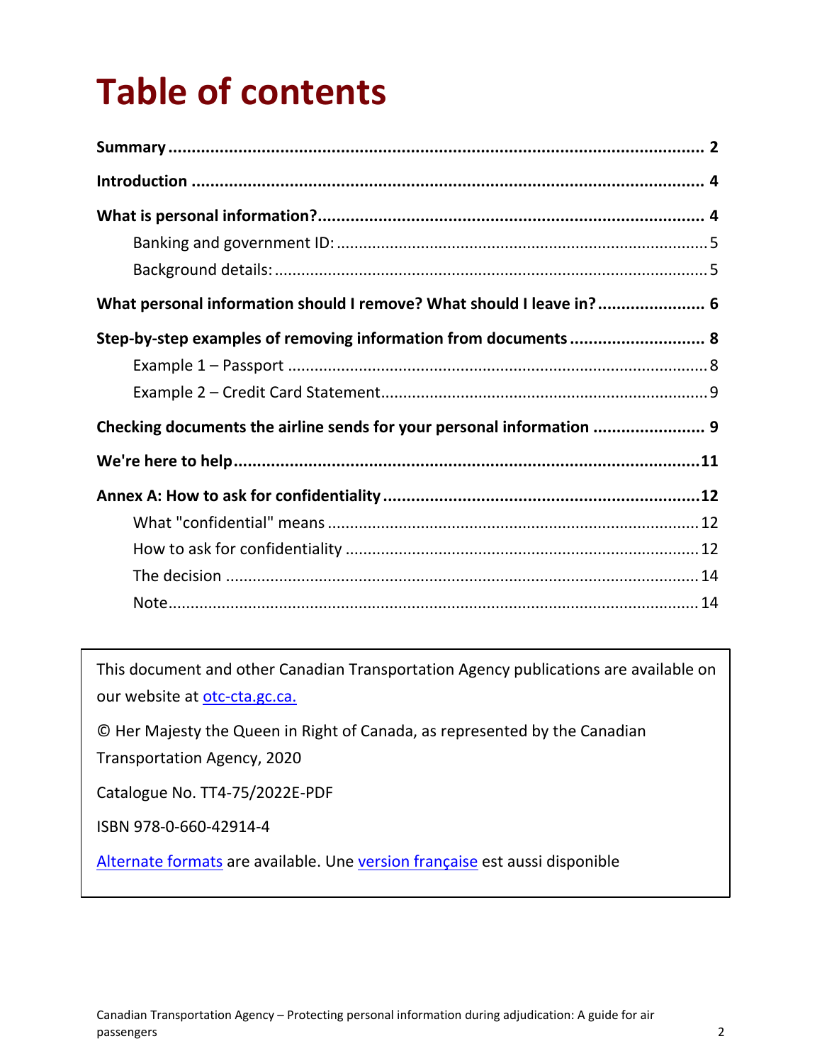# Table of contents

**Summary** .......... **2**

**Introduction** .......... **4**

**What is personal information?** .......... **4**

- Banking and government ID: .......... 5
- Background details: .......... 5

**What personal information should I remove? What should I leave in?** .......... **6**

**Step-by-step examples of removing information from documents** .......... **8**

- Example 1 – Passport .......... 8
- Example 2 – Credit Card Statement .......... 9

**Checking documents the airline sends for your personal information** .......... **9**

**We're here to help** .......... **11**

**Annex A: How to ask for confidentiality** .......... **12**

- What "confidential" means .......... 12
- How to ask for confidentiality .......... 12
- The decision .......... 14
- Note .......... 14

---

This document and other Canadian Transportation Agency publications are available on our website at [otc-cta.gc.ca.](otc-cta.gc.ca)

© Her Majesty the Queen in Right of Canada, as represented by the Canadian Transportation Agency, 2020

Catalogue No. TT4-75/2022E-PDF

ISBN 978-0-660-42914-4

Alternate formats are available. Une version française est aussi disponible

---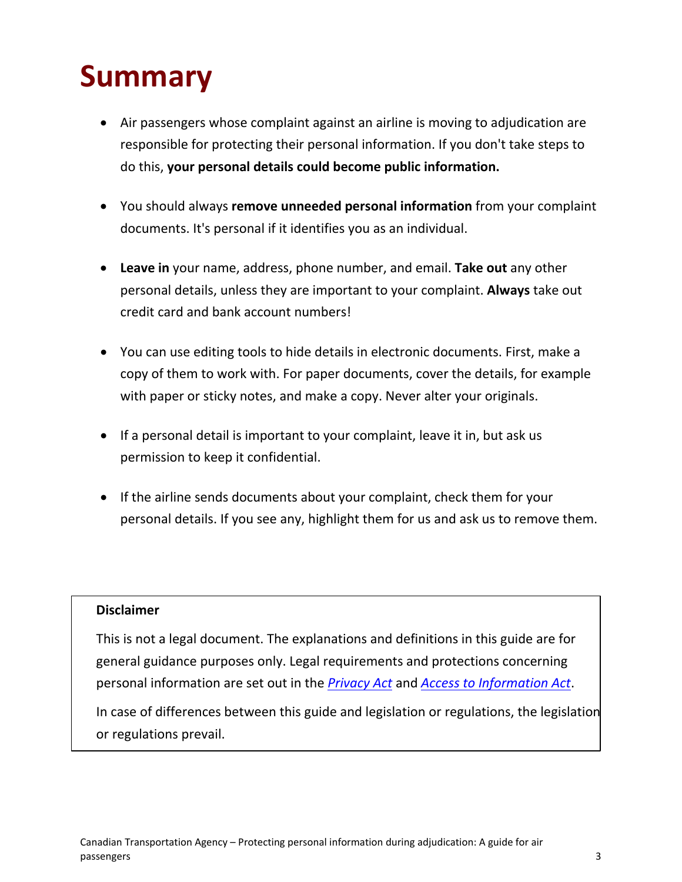# Summary

- Air passengers whose complaint against an airline is moving to adjudication are responsible for protecting their personal information. If you don't take steps to do this, **your personal details could become public information.**

- You should always **remove unneeded personal information** from your complaint documents. It's personal if it identifies you as an individual.

- **Leave in** your name, address, phone number, and email. **Take out** any other personal details, unless they are important to your complaint. **Always** take out credit card and bank account numbers!

- You can use editing tools to hide details in electronic documents. First, make a copy of them to work with. For paper documents, cover the details, for example with paper or sticky notes, and make a copy. Never alter your originals.

- If a personal detail is important to your complaint, leave it in, but ask us permission to keep it confidential.

- If the airline sends documents about your complaint, check them for your personal details. If you see any, highlight them for us and ask us to remove them.

**Disclaimer**

This is not a legal document. The explanations and definitions in this guide are for general guidance purposes only. Legal requirements and protections concerning personal information are set out in the *Privacy Act* and *Access to Information Act*.

In case of differences between this guide and legislation or regulations, the legislation or regulations prevail.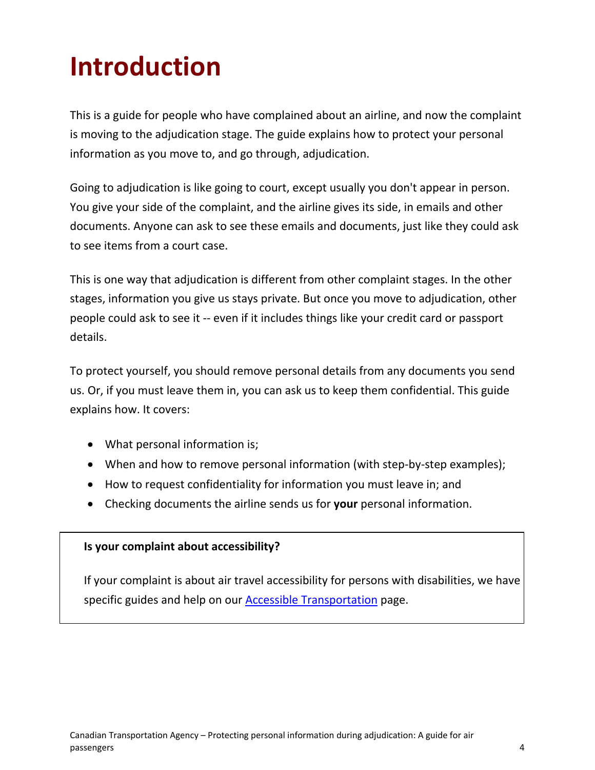# Introduction

This is a guide for people who have complained about an airline, and now the complaint is moving to the adjudication stage. The guide explains how to protect your personal information as you move to, and go through, adjudication.

Going to adjudication is like going to court, except usually you don't appear in person. You give your side of the complaint, and the airline gives its side, in emails and other documents. Anyone can ask to see these emails and documents, just like they could ask to see items from a court case.

This is one way that adjudication is different from other complaint stages. In the other stages, information you give us stays private. But once you move to adjudication, other people could ask to see it -- even if it includes things like your credit card or passport details.

To protect yourself, you should remove personal details from any documents you send us. Or, if you must leave them in, you can ask us to keep them confidential. This guide explains how. It covers:

- What personal information is;
- When and how to remove personal information (with step-by-step examples);
- How to request confidentiality for information you must leave in; and
- Checking documents the airline sends us for **your** personal information.

**Is your complaint about accessibility?**

If your complaint is about air travel accessibility for persons with disabilities, we have specific guides and help on our [Accessible Transportation](#) page.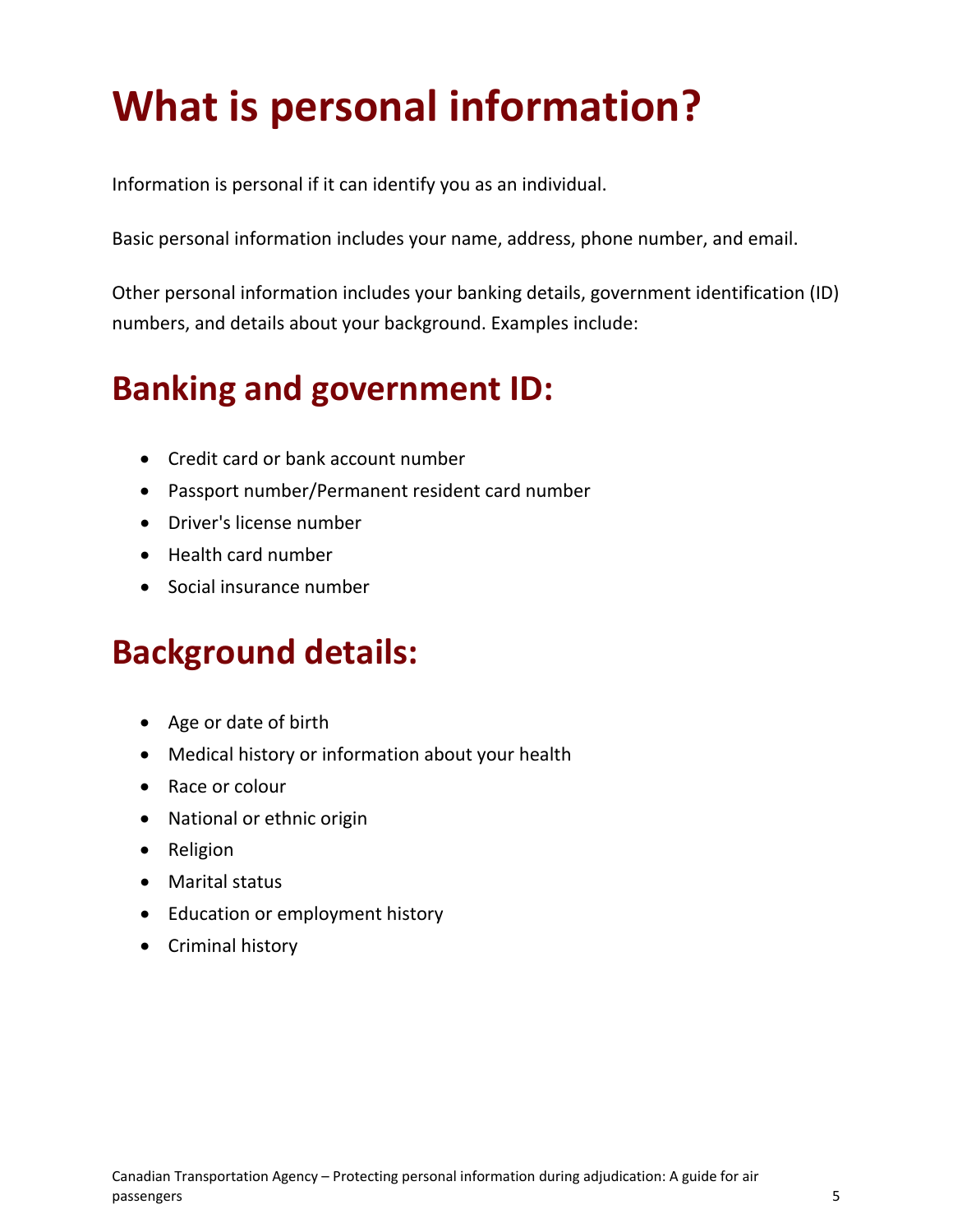# What is personal information?

Information is personal if it can identify you as an individual.

Basic personal information includes your name, address, phone number, and email.

Other personal information includes your banking details, government identification (ID) numbers, and details about your background. Examples include:

## Banking and government ID:

- Credit card or bank account number
- Passport number/Permanent resident card number
- Driver's license number
- Health card number
- Social insurance number

## Background details:

- Age or date of birth
- Medical history or information about your health
- Race or colour
- National or ethnic origin
- Religion
- Marital status
- Education or employment history
- Criminal history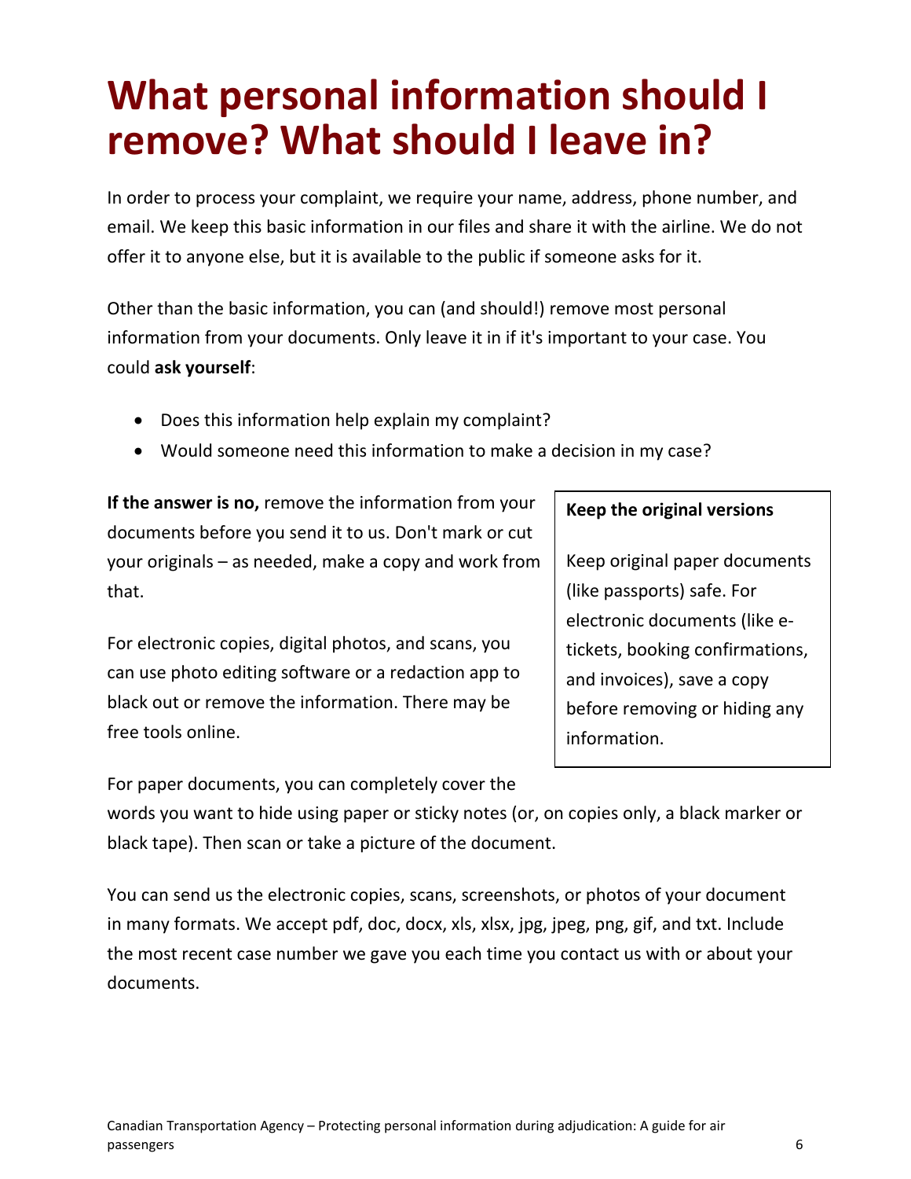# What personal information should I remove? What should I leave in?

In order to process your complaint, we require your name, address, phone number, and email. We keep this basic information in our files and share it with the airline. We do not offer it to anyone else, but it is available to the public if someone asks for it.

Other than the basic information, you can (and should!) remove most personal information from your documents. Only leave it in if it's important to your case. You could **ask yourself**:

- Does this information help explain my complaint?
- Would someone need this information to make a decision in my case?

**If the answer is no,** remove the information from your documents before you send it to us. Don't mark or cut your originals – as needed, make a copy and work from that.

For electronic copies, digital photos, and scans, you can use photo editing software or a redaction app to black out or remove the information. There may be free tools online.

For paper documents, you can completely cover the words you want to hide using paper or sticky notes (or, on copies only, a black marker or black tape). Then scan or take a picture of the document.

**Keep the original versions**

Keep original paper documents (like passports) safe. For electronic documents (like e-tickets, booking confirmations, and invoices), save a copy before removing or hiding any information.

You can send us the electronic copies, scans, screenshots, or photos of your document in many formats. We accept pdf, doc, docx, xls, xlsx, jpg, jpeg, png, gif, and txt. Include the most recent case number we gave you each time you contact us with or about your documents.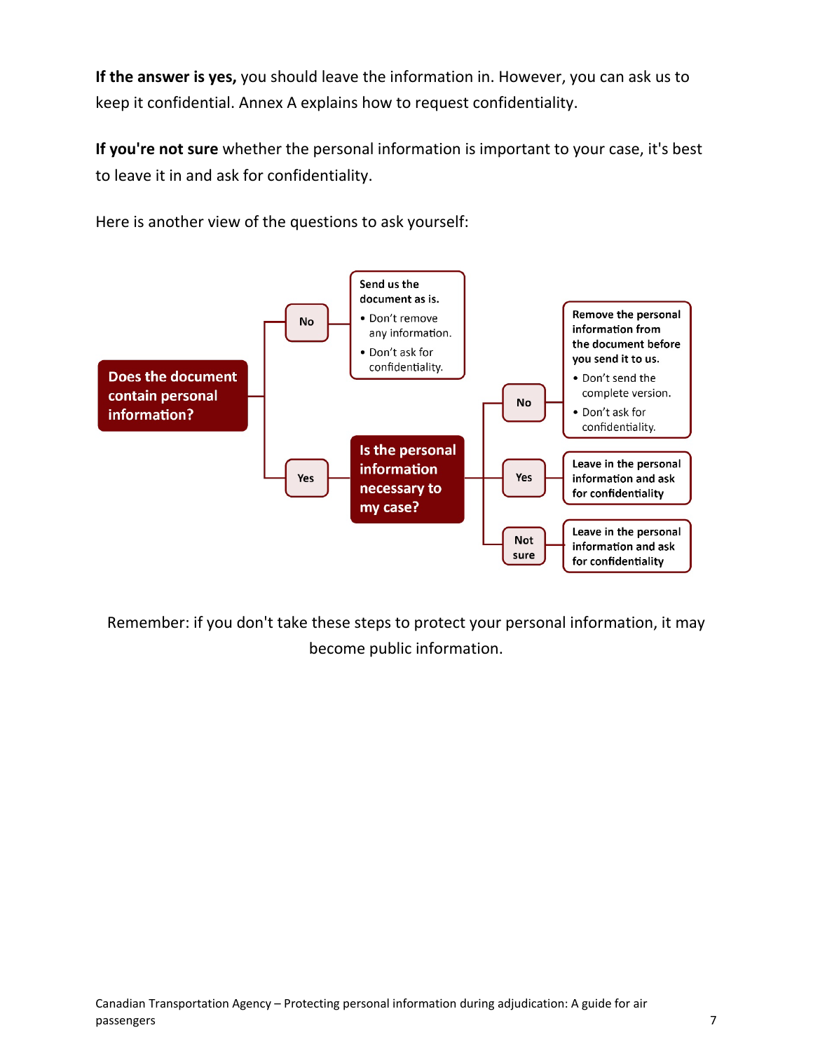**If the answer is yes,** you should leave the information in. However, you can ask us to keep it confidential. Annex A explains how to request confidentiality.

**If you're not sure** whether the personal information is important to your case, it's best to leave it in and ask for confidentiality.

Here is another view of the questions to ask yourself:

**Does the document contain personal information?**

- **No** → Send us the document as is.
  - Don't remove any information.
  - Don't ask for confidentiality.
- **Yes** → **Is the personal information necessary to my case?**
  - **No** → Remove the personal information from the document before you send it to us.
    - Don't send the complete version.
    - Don't ask for confidentiality.
  - **Yes** → Leave in the personal information and ask for confidentiality
  - **Not sure** → Leave in the personal information and ask for confidentiality

Remember: if you don't take these steps to protect your personal information, it may become public information.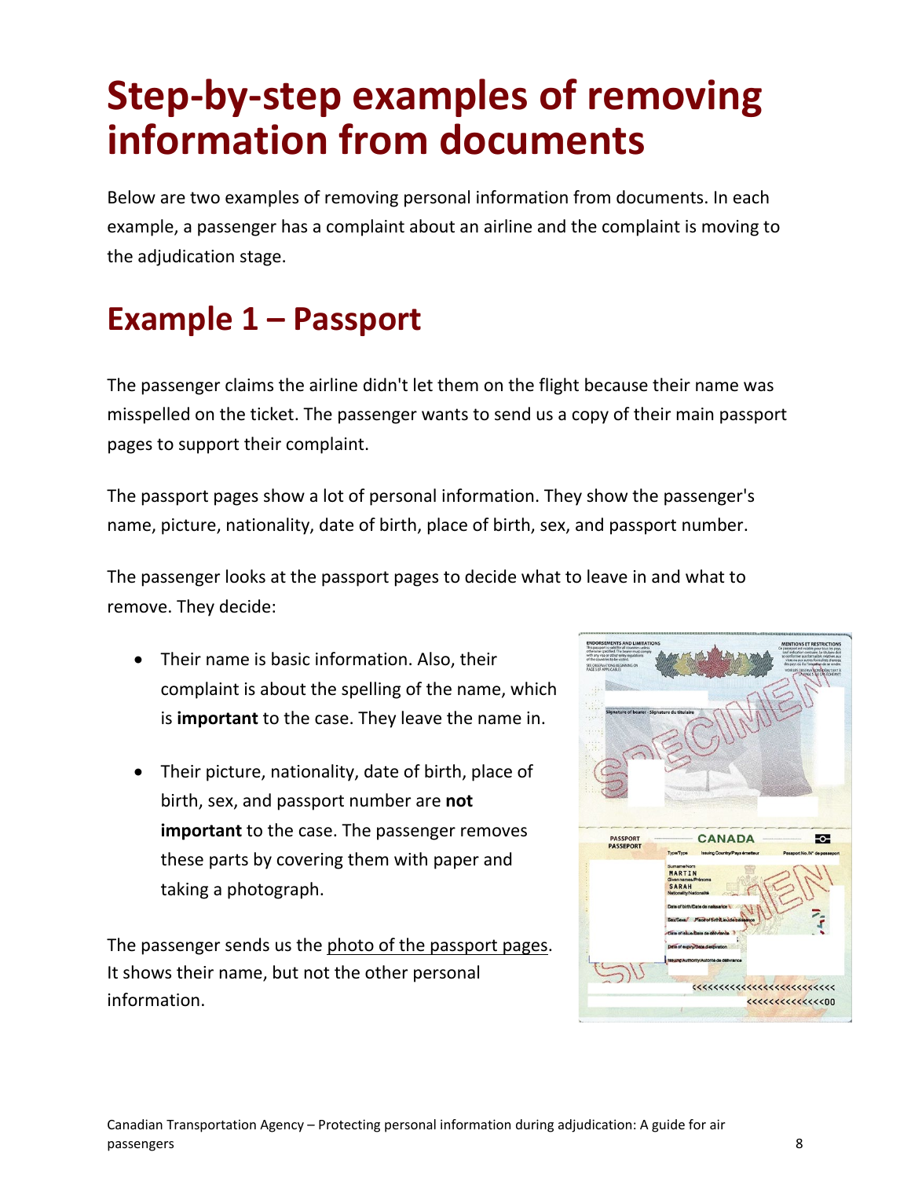# Step-by-step examples of removing information from documents

Below are two examples of removing personal information from documents. In each example, a passenger has a complaint about an airline and the complaint is moving to the adjudication stage.

## Example 1 – Passport

The passenger claims the airline didn't let them on the flight because their name was misspelled on the ticket. The passenger wants to send us a copy of their main passport pages to support their complaint.

The passport pages show a lot of personal information. They show the passenger's name, picture, nationality, date of birth, place of birth, sex, and passport number.

The passenger looks at the passport pages to decide what to leave in and what to remove. They decide:

- Their name is basic information. Also, their complaint is about the spelling of the name, which is **important** to the case. They leave the name in.
- Their picture, nationality, date of birth, place of birth, sex, and passport number are **not important** to the case. The passenger removes these parts by covering them with paper and taking a photograph.

The passenger sends us the photo of the passport pages. It shows their name, but not the other personal information.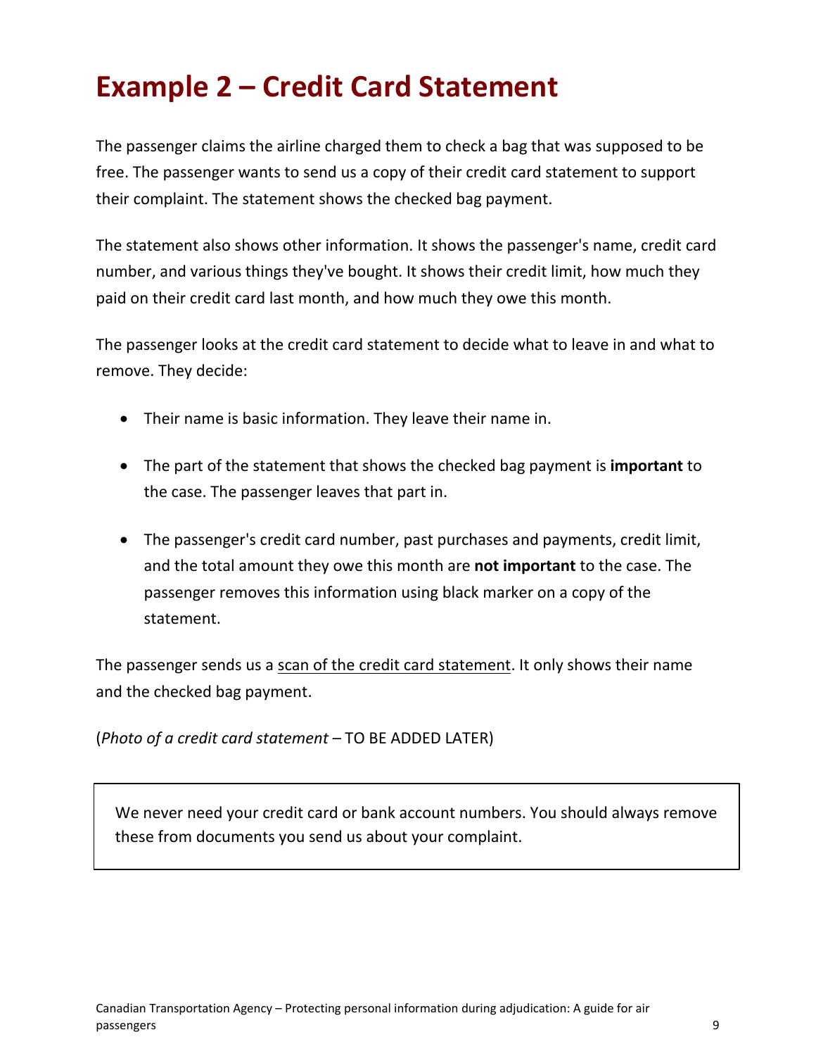# Example 2 – Credit Card Statement

The passenger claims the airline charged them to check a bag that was supposed to be free. The passenger wants to send us a copy of their credit card statement to support their complaint. The statement shows the checked bag payment.

The statement also shows other information. It shows the passenger's name, credit card number, and various things they've bought. It shows their credit limit, how much they paid on their credit card last month, and how much they owe this month.

The passenger looks at the credit card statement to decide what to leave in and what to remove. They decide:

- Their name is basic information. They leave their name in.
- The part of the statement that shows the checked bag payment is **important** to the case. The passenger leaves that part in.
- The passenger's credit card number, past purchases and payments, credit limit, and the total amount they owe this month are **not important** to the case. The passenger removes this information using black marker on a copy of the statement.

The passenger sends us a scan of the credit card statement. It only shows their name and the checked bag payment.

(*Photo of a credit card statement* – TO BE ADDED LATER)

> We never need your credit card or bank account numbers. You should always remove these from documents you send us about your complaint.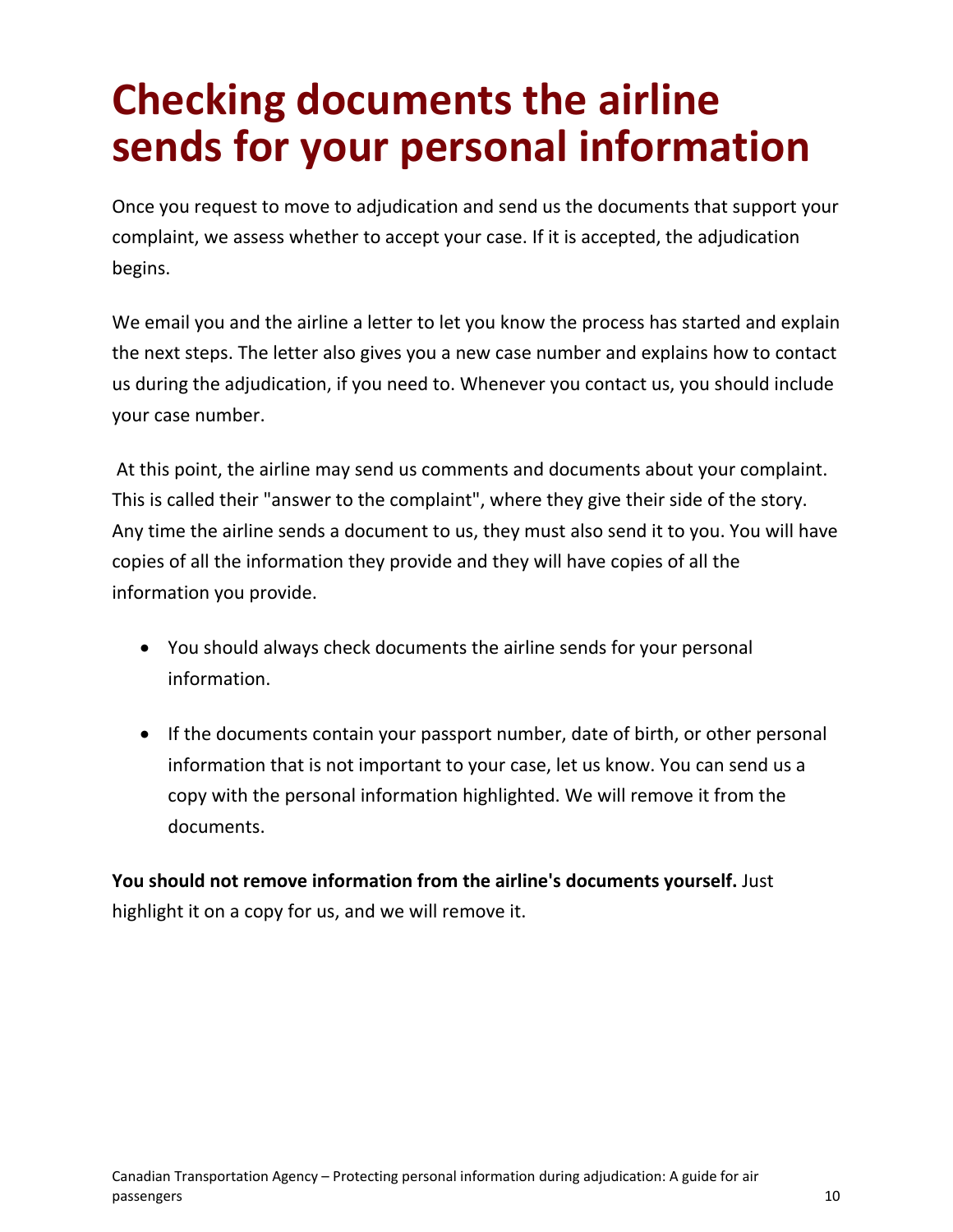# Checking documents the airline sends for your personal information

Once you request to move to adjudication and send us the documents that support your complaint, we assess whether to accept your case. If it is accepted, the adjudication begins.

We email you and the airline a letter to let you know the process has started and explain the next steps. The letter also gives you a new case number and explains how to contact us during the adjudication, if you need to. Whenever you contact us, you should include your case number.

At this point, the airline may send us comments and documents about your complaint. This is called their "answer to the complaint", where they give their side of the story. Any time the airline sends a document to us, they must also send it to you. You will have copies of all the information they provide and they will have copies of all the information you provide.

- You should always check documents the airline sends for your personal information.
- If the documents contain your passport number, date of birth, or other personal information that is not important to your case, let us know. You can send us a copy with the personal information highlighted. We will remove it from the documents.

**You should not remove information from the airline's documents yourself.** Just highlight it on a copy for us, and we will remove it.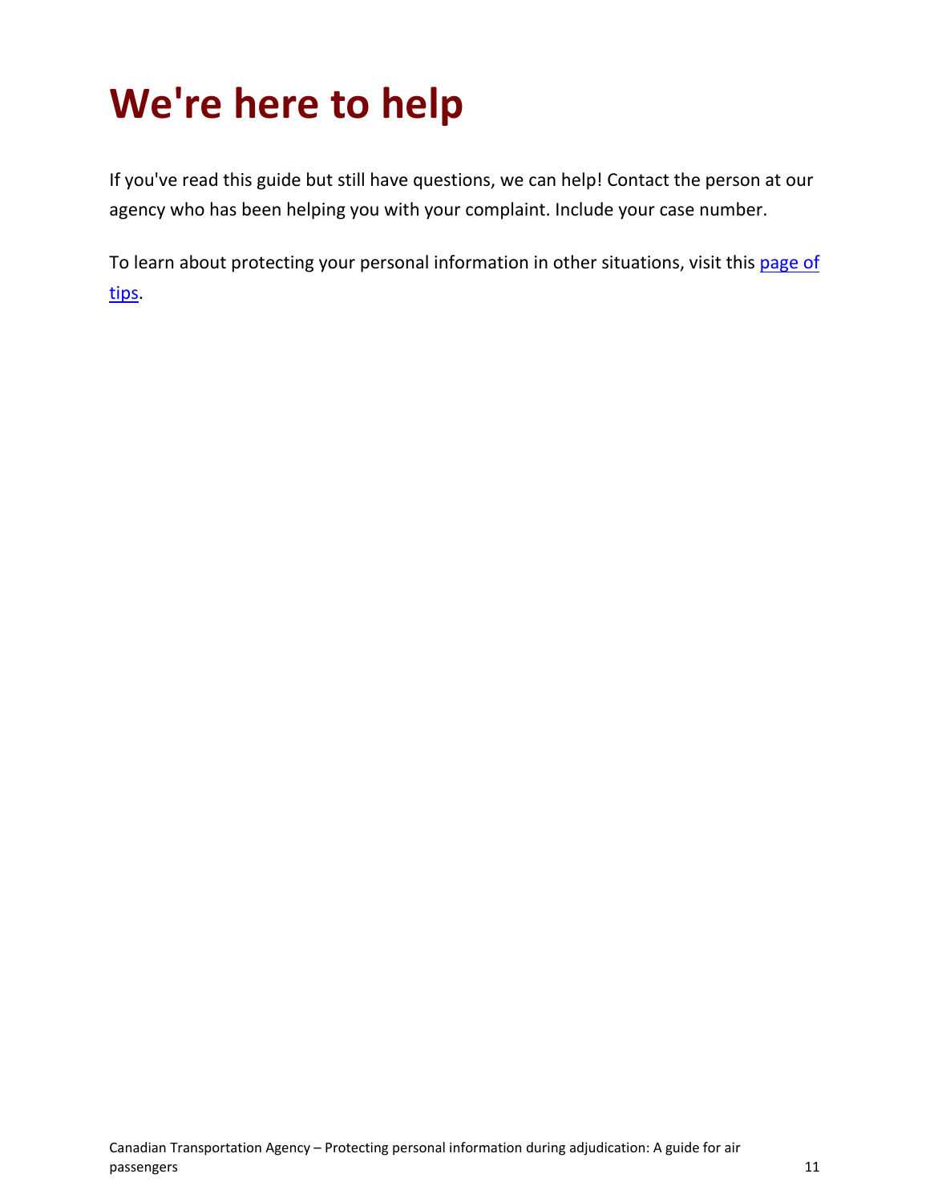# We're here to help

If you've read this guide but still have questions, we can help! Contact the person at our agency who has been helping you with your complaint. Include your case number.

To learn about protecting your personal information in other situations, visit this page of tips.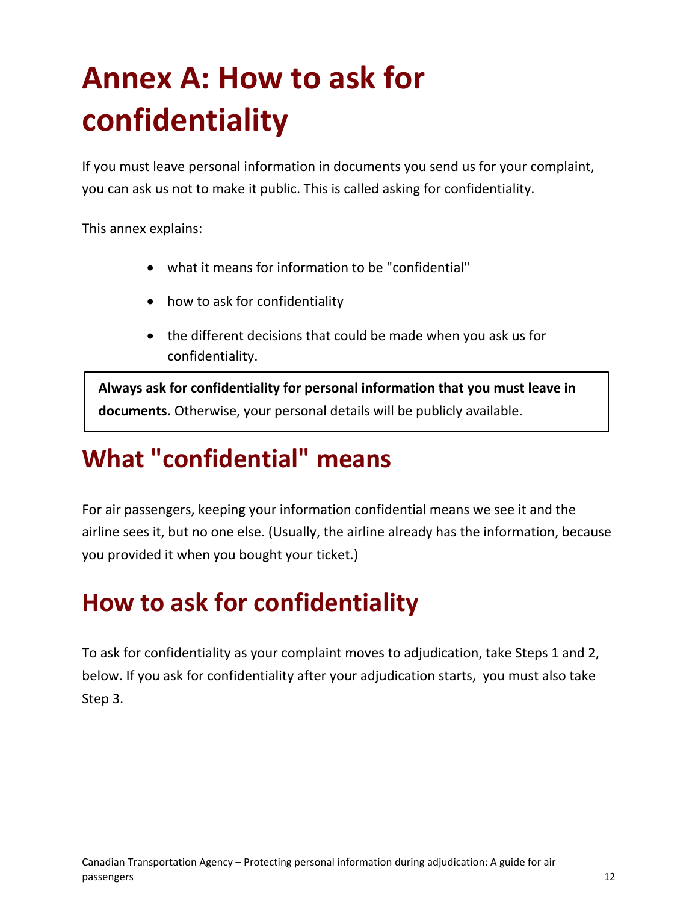# Annex A: How to ask for confidentiality

If you must leave personal information in documents you send us for your complaint, you can ask us not to make it public. This is called asking for confidentiality.

This annex explains:

- what it means for information to be "confidential"
- how to ask for confidentiality
- the different decisions that could be made when you ask us for confidentiality.

> **Always ask for confidentiality for personal information that you must leave in documents.** Otherwise, your personal details will be publicly available.

## What "confidential" means

For air passengers, keeping your information confidential means we see it and the airline sees it, but no one else. (Usually, the airline already has the information, because you provided it when you bought your ticket.)

## How to ask for confidentiality

To ask for confidentiality as your complaint moves to adjudication, take Steps 1 and 2, below. If you ask for confidentiality after your adjudication starts, you must also take Step 3.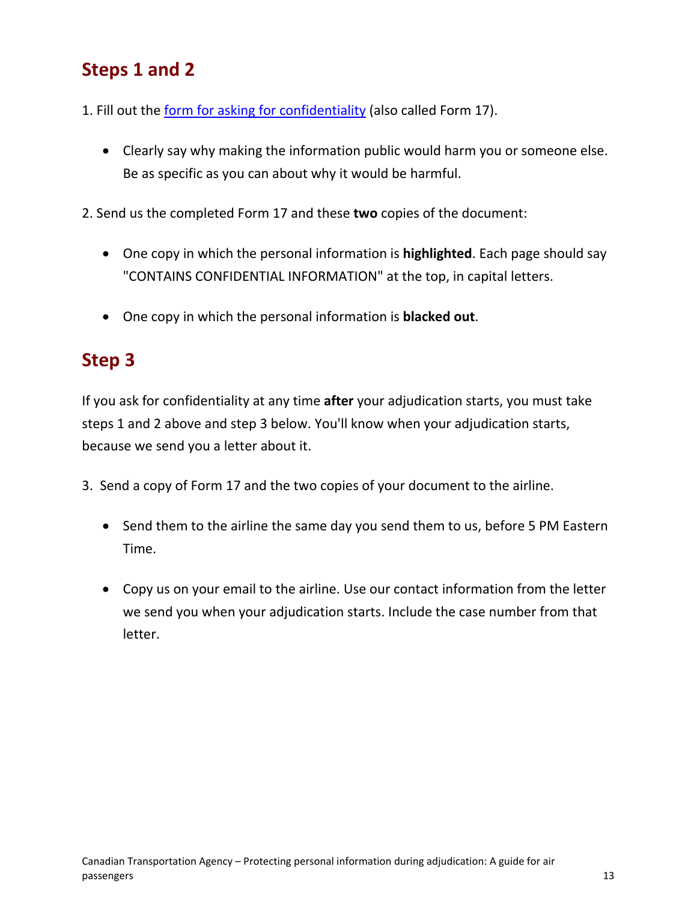## Steps 1 and 2

1. Fill out the [form for asking for confidentiality] (also called Form 17).

    - Clearly say why making the information public would harm you or someone else. Be as specific as you can about why it would be harmful.

2. Send us the completed Form 17 and these **two** copies of the document:

    - One copy in which the personal information is **highlighted**. Each page should say "CONTAINS CONFIDENTIAL INFORMATION" at the top, in capital letters.

    - One copy in which the personal information is **blacked out**.

## Step 3

If you ask for confidentiality at any time **after** your adjudication starts, you must take steps 1 and 2 above and step 3 below. You'll know when your adjudication starts, because we send you a letter about it.

3. Send a copy of Form 17 and the two copies of your document to the airline.

    - Send them to the airline the same day you send them to us, before 5 PM Eastern Time.

    - Copy us on your email to the airline. Use our contact information from the letter we send you when your adjudication starts. Include the case number from that letter.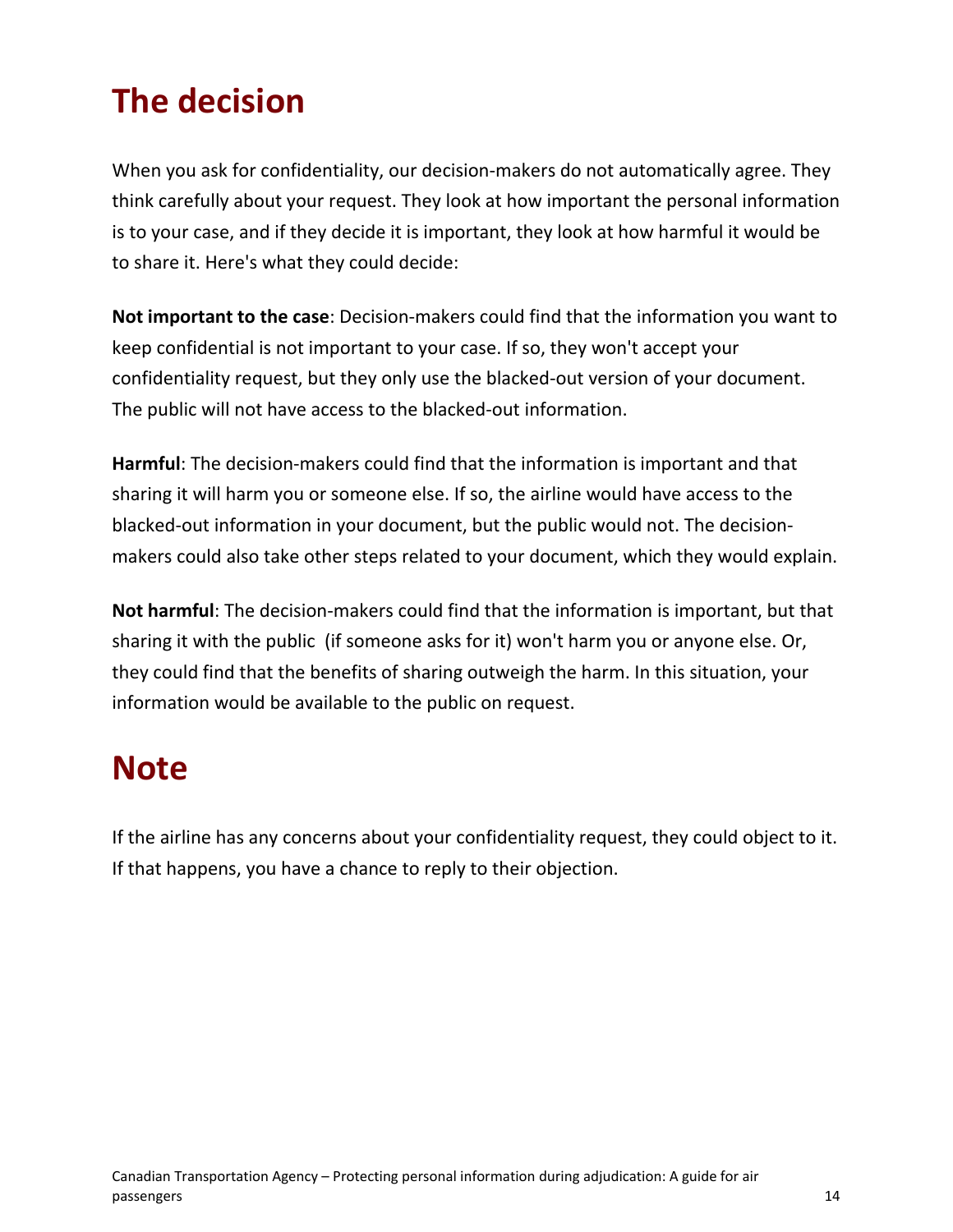# The decision

When you ask for confidentiality, our decision-makers do not automatically agree. They think carefully about your request. They look at how important the personal information is to your case, and if they decide it is important, they look at how harmful it would be to share it. Here's what they could decide:

**Not important to the case**: Decision-makers could find that the information you want to keep confidential is not important to your case. If so, they won't accept your confidentiality request, but they only use the blacked-out version of your document. The public will not have access to the blacked-out information.

**Harmful**: The decision-makers could find that the information is important and that sharing it will harm you or someone else. If so, the airline would have access to the blacked-out information in your document, but the public would not. The decision-makers could also take other steps related to your document, which they would explain.

**Not harmful**: The decision-makers could find that the information is important, but that sharing it with the public (if someone asks for it) won't harm you or anyone else. Or, they could find that the benefits of sharing outweigh the harm. In this situation, your information would be available to the public on request.

# Note

If the airline has any concerns about your confidentiality request, they could object to it. If that happens, you have a chance to reply to their objection.